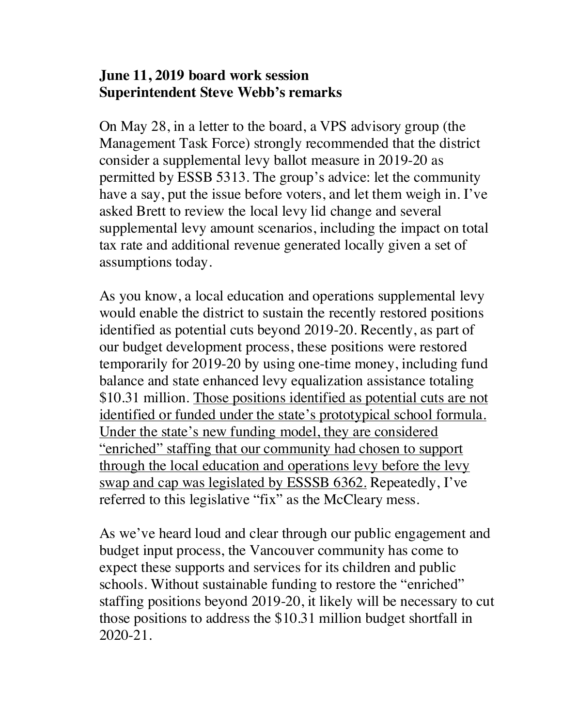**June 11, 2019 board work session**
**Superintendent Steve Webb's remarks**

On May 28, in a letter to the board, a VPS advisory group (the Management Task Force) strongly recommended that the district consider a supplemental levy ballot measure in 2019-20 as permitted by ESSB 5313. The group's advice: let the community have a say, put the issue before voters, and let them weigh in. I've asked Brett to review the local levy lid change and several supplemental levy amount scenarios, including the impact on total tax rate and additional revenue generated locally given a set of assumptions today.

As you know, a local education and operations supplemental levy would enable the district to sustain the recently restored positions identified as potential cuts beyond 2019-20. Recently, as part of our budget development process, these positions were restored temporarily for 2019-20 by using one-time money, including fund balance and state enhanced levy equalization assistance totaling $10.31 million. <u>Those positions identified as potential cuts are not identified or funded under the state's prototypical school formula. Under the state's new funding model, they are considered "enriched" staffing that our community had chosen to support through the local education and operations levy before the levy swap and cap was legislated by ESSSB 6362.</u> Repeatedly, I've referred to this legislative "fix" as the McCleary mess.

As we've heard loud and clear through our public engagement and budget input process, the Vancouver community has come to expect these supports and services for its children and public schools. Without sustainable funding to restore the "enriched" staffing positions beyond 2019-20, it likely will be necessary to cut those positions to address the $10.31 million budget shortfall in 2020-21.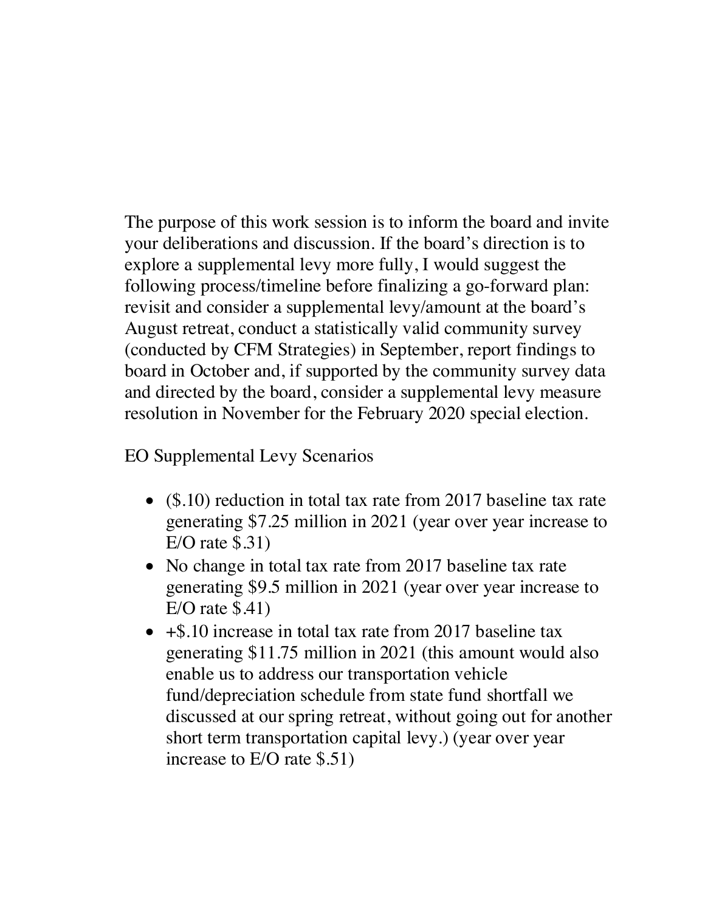The purpose of this work session is to inform the board and invite your deliberations and discussion. If the board's direction is to explore a supplemental levy more fully, I would suggest the following process/timeline before finalizing a go-forward plan: revisit and consider a supplemental levy/amount at the board's August retreat, conduct a statistically valid community survey (conducted by CFM Strategies) in September, report findings to board in October and, if supported by the community survey data and directed by the board, consider a supplemental levy measure resolution in November for the February 2020 special election.

EO Supplemental Levy Scenarios

- ($.10) reduction in total tax rate from 2017 baseline tax rate generating $7.25 million in 2021 (year over year increase to E/O rate $.31)
- No change in total tax rate from 2017 baseline tax rate generating $9.5 million in 2021 (year over year increase to E/O rate $.41)
- +$.10 increase in total tax rate from 2017 baseline tax generating $11.75 million in 2021 (this amount would also enable us to address our transportation vehicle fund/depreciation schedule from state fund shortfall we discussed at our spring retreat, without going out for another short term transportation capital levy.) (year over year increase to E/O rate $.51)